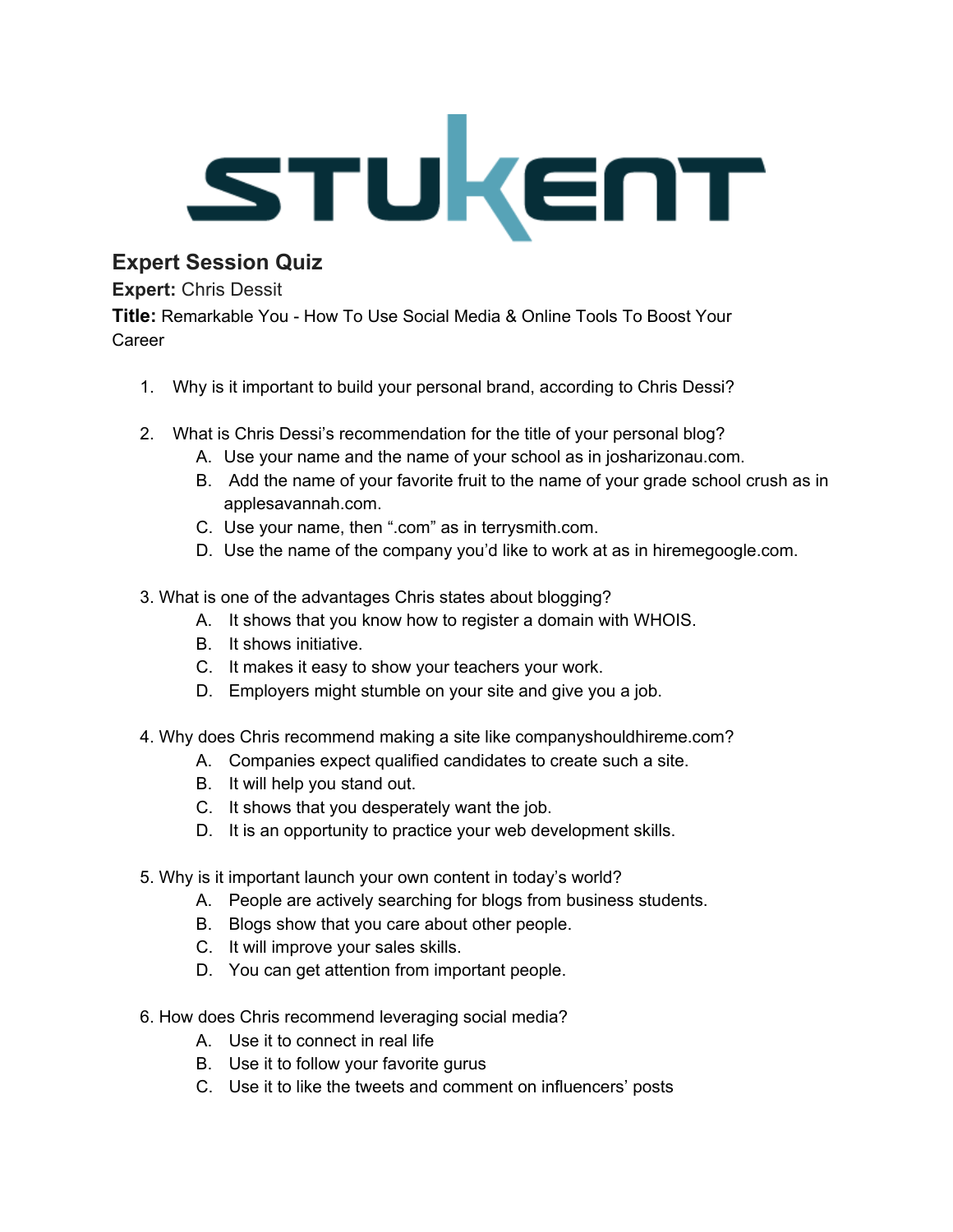STUKENT

## Expert Session Quiz

**Expert:** Chris Dessit

**Title:** Remarkable You - How To Use Social Media & Online Tools To Boost Your Career

1. Why is it important to build your personal brand, according to Chris Dessi?

2. What is Chris Dessi's recommendation for the title of your personal blog?
   A. Use your name and the name of your school as in josharizonau.com.
   B. Add the name of your favorite fruit to the name of your grade school crush as in applesavannah.com.
   C. Use your name, then ".com" as in terrysmith.com.
   D. Use the name of the company you'd like to work at as in hiremegoogle.com.

3. What is one of the advantages Chris states about blogging?
   A. It shows that you know how to register a domain with WHOIS.
   B. It shows initiative.
   C. It makes it easy to show your teachers your work.
   D. Employers might stumble on your site and give you a job.

4. Why does Chris recommend making a site like companyshouldhireme.com?
   A. Companies expect qualified candidates to create such a site.
   B. It will help you stand out.
   C. It shows that you desperately want the job.
   D. It is an opportunity to practice your web development skills.

5. Why is it important launch your own content in today's world?
   A. People are actively searching for blogs from business students.
   B. Blogs show that you care about other people.
   C. It will improve your sales skills.
   D. You can get attention from important people.

6. How does Chris recommend leveraging social media?
   A. Use it to connect in real life
   B. Use it to follow your favorite gurus
   C. Use it to like the tweets and comment on influencers' posts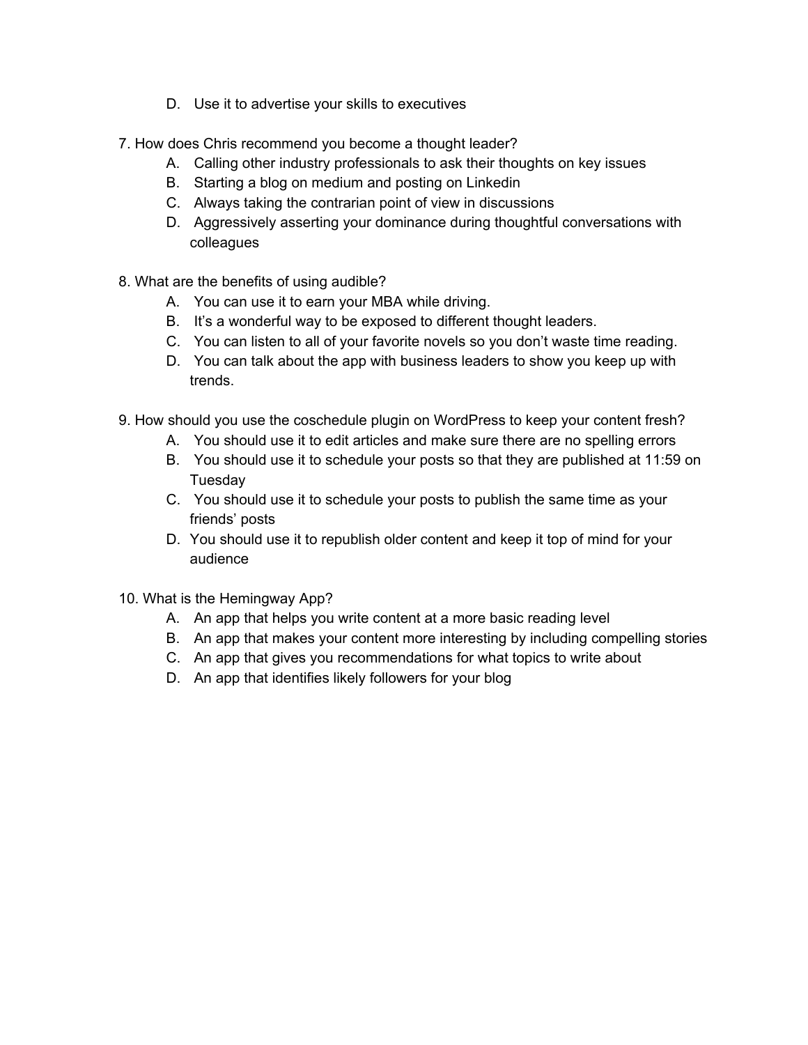D. Use it to advertise your skills to executives

7. How does Chris recommend you become a thought leader?
   A. Calling other industry professionals to ask their thoughts on key issues
   B. Starting a blog on medium and posting on Linkedin
   C. Always taking the contrarian point of view in discussions
   D. Aggressively asserting your dominance during thoughtful conversations with colleagues

8. What are the benefits of using audible?
   A. You can use it to earn your MBA while driving.
   B. It's a wonderful way to be exposed to different thought leaders.
   C. You can listen to all of your favorite novels so you don't waste time reading.
   D. You can talk about the app with business leaders to show you keep up with trends.

9. How should you use the coschedule plugin on WordPress to keep your content fresh?
   A. You should use it to edit articles and make sure there are no spelling errors
   B. You should use it to schedule your posts so that they are published at 11:59 on Tuesday
   C. You should use it to schedule your posts to publish the same time as your friends' posts
   D. You should use it to republish older content and keep it top of mind for your audience

10. What is the Hemingway App?
    A. An app that helps you write content at a more basic reading level
    B. An app that makes your content more interesting by including compelling stories
    C. An app that gives you recommendations for what topics to write about
    D. An app that identifies likely followers for your blog